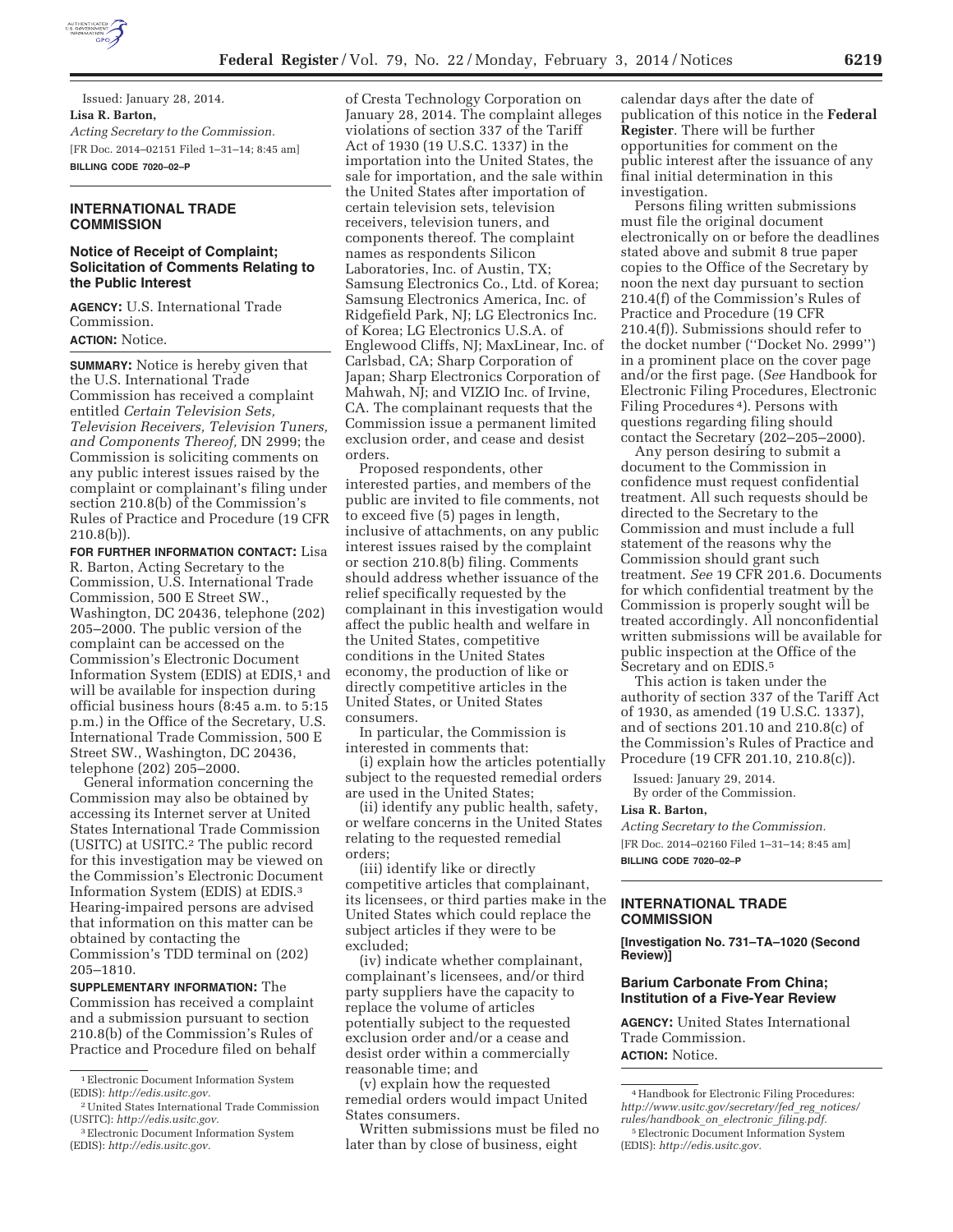Issued: January 28, 2014.

**Lisa R. Barton,**

*Acting Secretary to the Commission.*

[FR Doc. 2014–02151 Filed 1–31–14; 8:45 am]

**BILLING CODE 7020–02–P**

## INTERNATIONAL TRADE COMMISSION

### Notice of Receipt of Complaint; Solicitation of Comments Relating to the Public Interest

**AGENCY:** U.S. International Trade Commission.

**ACTION:** Notice.

**SUMMARY:** Notice is hereby given that the U.S. International Trade Commission has received a complaint entitled *Certain Television Sets, Television Receivers, Television Tuners, and Components Thereof,* DN 2999; the Commission is soliciting comments on any public interest issues raised by the complaint or complainant's filing under section 210.8(b) of the Commission's Rules of Practice and Procedure (19 CFR 210.8(b)).

**FOR FURTHER INFORMATION CONTACT:** Lisa R. Barton, Acting Secretary to the Commission, U.S. International Trade Commission, 500 E Street SW., Washington, DC 20436, telephone (202) 205–2000. The public version of the complaint can be accessed on the Commission's Electronic Document Information System (EDIS) at EDIS,[1] and will be available for inspection during official business hours (8:45 a.m. to 5:15 p.m.) in the Office of the Secretary, U.S. International Trade Commission, 500 E Street SW., Washington, DC 20436, telephone (202) 205–2000.

General information concerning the Commission may also be obtained by accessing its Internet server at United States International Trade Commission (USITC) at USITC.[2] The public record for this investigation may be viewed on the Commission's Electronic Document Information System (EDIS) at EDIS.[3] Hearing-impaired persons are advised that information on this matter can be obtained by contacting the Commission's TDD terminal on (202) 205–1810.

**SUPPLEMENTARY INFORMATION:** The Commission has received a complaint and a submission pursuant to section 210.8(b) of the Commission's Rules of Practice and Procedure filed on behalf of Cresta Technology Corporation on January 28, 2014. The complaint alleges violations of section 337 of the Tariff Act of 1930 (19 U.S.C. 1337) in the importation into the United States, the sale for importation, and the sale within the United States after importation of certain television sets, television receivers, television tuners, and components thereof. The complaint names as respondents Silicon Laboratories, Inc. of Austin, TX; Samsung Electronics Co., Ltd. of Korea; Samsung Electronics America, Inc. of Ridgefield Park, NJ; LG Electronics Inc. of Korea; LG Electronics U.S.A. of Englewood Cliffs, NJ; MaxLinear, Inc. of Carlsbad, CA; Sharp Corporation of Japan; Sharp Electronics Corporation of Mahwah, NJ; and VIZIO Inc. of Irvine, CA. The complainant requests that the Commission issue a permanent limited exclusion order, and cease and desist orders.

Proposed respondents, other interested parties, and members of the public are invited to file comments, not to exceed five (5) pages in length, inclusive of attachments, on any public interest issues raised by the complaint or section 210.8(b) filing. Comments should address whether issuance of the relief specifically requested by the complainant in this investigation would affect the public health and welfare in the United States, competitive conditions in the United States economy, the production of like or directly competitive articles in the United States, or United States consumers.

In particular, the Commission is interested in comments that:

(i) explain how the articles potentially subject to the requested remedial orders are used in the United States;

(ii) identify any public health, safety, or welfare concerns in the United States relating to the requested remedial orders;

(iii) identify like or directly competitive articles that complainant, its licensees, or third parties make in the United States which could replace the subject articles if they were to be excluded;

(iv) indicate whether complainant, complainant's licensees, and/or third party suppliers have the capacity to replace the volume of articles potentially subject to the requested exclusion order and/or a cease and desist order within a commercially reasonable time; and

(v) explain how the requested remedial orders would impact United States consumers.

Written submissions must be filed no later than by close of business, eight calendar days after the date of publication of this notice in the **Federal Register**. There will be further opportunities for comment on the public interest after the issuance of any final initial determination in this investigation.

Persons filing written submissions must file the original document electronically on or before the deadlines stated above and submit 8 true paper copies to the Office of the Secretary by noon the next day pursuant to section 210.4(f) of the Commission's Rules of Practice and Procedure (19 CFR 210.4(f)). Submissions should refer to the docket number (''Docket No. 2999'') in a prominent place on the cover page and/or the first page. (*See* Handbook for Electronic Filing Procedures, Electronic Filing Procedures[4]). Persons with questions regarding filing should contact the Secretary (202–205–2000).

Any person desiring to submit a document to the Commission in confidence must request confidential treatment. All such requests should be directed to the Secretary to the Commission and must include a full statement of the reasons why the Commission should grant such treatment. *See* 19 CFR 201.6. Documents for which confidential treatment by the Commission is properly sought will be treated accordingly. All nonconfidential written submissions will be available for public inspection at the Office of the Secretary and on EDIS.[5]

This action is taken under the authority of section 337 of the Tariff Act of 1930, as amended (19 U.S.C. 1337), and of sections 201.10 and 210.8(c) of the Commission's Rules of Practice and Procedure (19 CFR 201.10, 210.8(c)).

Issued: January 29, 2014.

By order of the Commission.

**Lisa R. Barton,**

*Acting Secretary to the Commission.*

[FR Doc. 2014–02160 Filed 1–31–14; 8:45 am]

**BILLING CODE 7020–02–P**

## INTERNATIONAL TRADE COMMISSION

**[Investigation No. 731–TA–1020 (Second Review)]**

### Barium Carbonate From China; Institution of a Five-Year Review

**AGENCY:** United States International Trade Commission.

**ACTION:** Notice.

---

[1] Electronic Document Information System (EDIS): *http://edis.usitc.gov.*

[2] United States International Trade Commission (USITC): *http://edis.usitc.gov.*

[3] Electronic Document Information System (EDIS): *http://edis.usitc.gov.*

[4] Handbook for Electronic Filing Procedures: *http://www.usitc.gov/secretary/fed_reg_notices/rules/handbook_on_electronic_filing.pdf.*

[5] Electronic Document Information System (EDIS): *http://edis.usitc.gov.*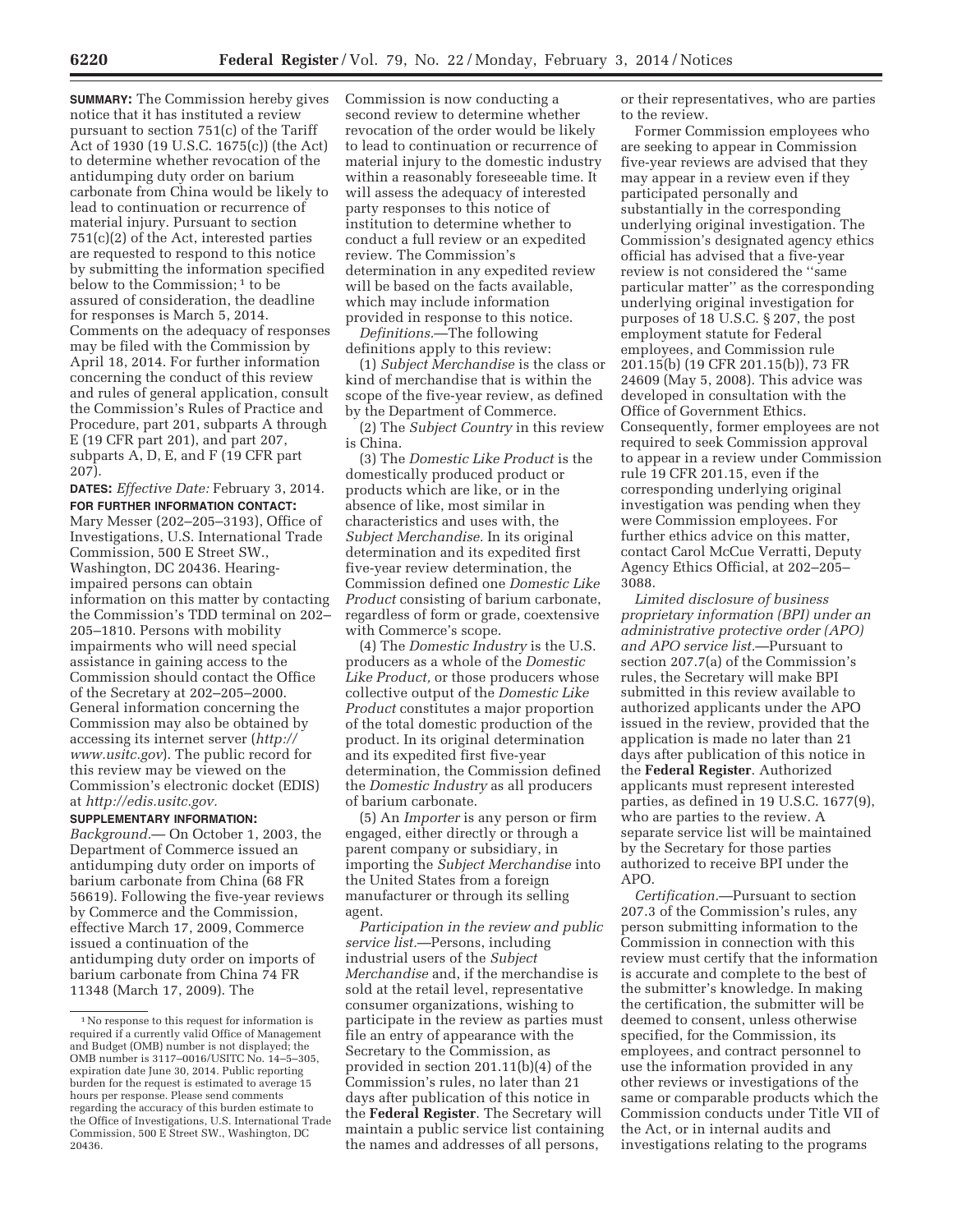**SUMMARY:** The Commission hereby gives notice that it has instituted a review pursuant to section 751(c) of the Tariff Act of 1930 (19 U.S.C. 1675(c)) (the Act) to determine whether revocation of the antidumping duty order on barium carbonate from China would be likely to lead to continuation or recurrence of material injury. Pursuant to section 751(c)(2) of the Act, interested parties are requested to respond to this notice by submitting the information specified below to the Commission;[1] to be assured of consideration, the deadline for responses is March 5, 2014. Comments on the adequacy of responses may be filed with the Commission by April 18, 2014. For further information concerning the conduct of this review and rules of general application, consult the Commission's Rules of Practice and Procedure, part 201, subparts A through E (19 CFR part 201), and part 207, subparts A, D, E, and F (19 CFR part 207).

**DATES:** *Effective Date:* February 3, 2014.

**FOR FURTHER INFORMATION CONTACT:** Mary Messer (202–205–3193), Office of Investigations, U.S. International Trade Commission, 500 E Street SW., Washington, DC 20436. Hearing-impaired persons can obtain information on this matter by contacting the Commission's TDD terminal on 202–205–1810. Persons with mobility impairments who will need special assistance in gaining access to the Commission should contact the Office of the Secretary at 202–205–2000. General information concerning the Commission may also be obtained by accessing its internet server (*http://www.usitc.gov*). The public record for this review may be viewed on the Commission's electronic docket (EDIS) at *http://edis.usitc.gov.*

**SUPPLEMENTARY INFORMATION:**

*Background.*— On October 1, 2003, the Department of Commerce issued an antidumping duty order on imports of barium carbonate from China (68 FR 56619). Following the five-year reviews by Commerce and the Commission, effective March 17, 2009, Commerce issued a continuation of the antidumping duty order on imports of barium carbonate from China 74 FR 11348 (March 17, 2009). The Commission is now conducting a second review to determine whether revocation of the order would be likely to lead to continuation or recurrence of material injury to the domestic industry within a reasonably foreseeable time. It will assess the adequacy of interested party responses to this notice of institution to determine whether to conduct a full review or an expedited review. The Commission's determination in any expedited review will be based on the facts available, which may include information provided in response to this notice.

*Definitions.*—The following definitions apply to this review:

(1) *Subject Merchandise* is the class or kind of merchandise that is within the scope of the five-year review, as defined by the Department of Commerce.

(2) The *Subject Country* in this review is China.

(3) The *Domestic Like Product* is the domestically produced product or products which are like, or in the absence of like, most similar in characteristics and uses with, the *Subject Merchandise.* In its original determination and its expedited first five-year review determination, the Commission defined one *Domestic Like Product* consisting of barium carbonate, regardless of form or grade, coextensive with Commerce's scope.

(4) The *Domestic Industry* is the U.S. producers as a whole of the *Domestic Like Product,* or those producers whose collective output of the *Domestic Like Product* constitutes a major proportion of the total domestic production of the product. In its original determination and its expedited first five-year determination, the Commission defined the *Domestic Industry* as all producers of barium carbonate.

(5) An *Importer* is any person or firm engaged, either directly or through a parent company or subsidiary, in importing the *Subject Merchandise* into the United States from a foreign manufacturer or through its selling agent.

*Participation in the review and public service list.*—Persons, including industrial users of the *Subject Merchandise* and, if the merchandise is sold at the retail level, representative consumer organizations, wishing to participate in the review as parties must file an entry of appearance with the Secretary to the Commission, as provided in section 201.11(b)(4) of the Commission's rules, no later than 21 days after publication of this notice in the **Federal Register**. The Secretary will maintain a public service list containing the names and addresses of all persons, or their representatives, who are parties to the review.

Former Commission employees who are seeking to appear in Commission five-year reviews are advised that they may appear in a review even if they participated personally and substantially in the corresponding underlying original investigation. The Commission's designated agency ethics official has advised that a five-year review is not considered the "same particular matter" as the corresponding underlying original investigation for purposes of 18 U.S.C. § 207, the post employment statute for Federal employees, and Commission rule 201.15(b) (19 CFR 201.15(b)), 73 FR 24609 (May 5, 2008). This advice was developed in consultation with the Office of Government Ethics. Consequently, former employees are not required to seek Commission approval to appear in a review under Commission rule 19 CFR 201.15, even if the corresponding underlying original investigation was pending when they were Commission employees. For further ethics advice on this matter, contact Carol McCue Verratti, Deputy Agency Ethics Official, at 202–205–3088.

*Limited disclosure of business proprietary information (BPI) under an administrative protective order (APO) and APO service list.*—Pursuant to section 207.7(a) of the Commission's rules, the Secretary will make BPI submitted in this review available to authorized applicants under the APO issued in the review, provided that the application is made no later than 21 days after publication of this notice in the **Federal Register**. Authorized applicants must represent interested parties, as defined in 19 U.S.C. 1677(9), who are parties to the review. A separate service list will be maintained by the Secretary for those parties authorized to receive BPI under the APO.

*Certification.*—Pursuant to section 207.3 of the Commission's rules, any person submitting information to the Commission in connection with this review must certify that the information is accurate and complete to the best of the submitter's knowledge. In making the certification, the submitter will be deemed to consent, unless otherwise specified, for the Commission, its employees, and contract personnel to use the information provided in any other reviews or investigations of the same or comparable products which the Commission conducts under Title VII of the Act, or in internal audits and investigations relating to the programs

---

[1] No response to this request for information is required if a currently valid Office of Management and Budget (OMB) number is not displayed; the OMB number is 3117–0016/USITC No. 14–5–305, expiration date June 30, 2014. Public reporting burden for the request is estimated to average 15 hours per response. Please send comments regarding the accuracy of this burden estimate to the Office of Investigations, U.S. International Trade Commission, 500 E Street SW., Washington, DC 20436.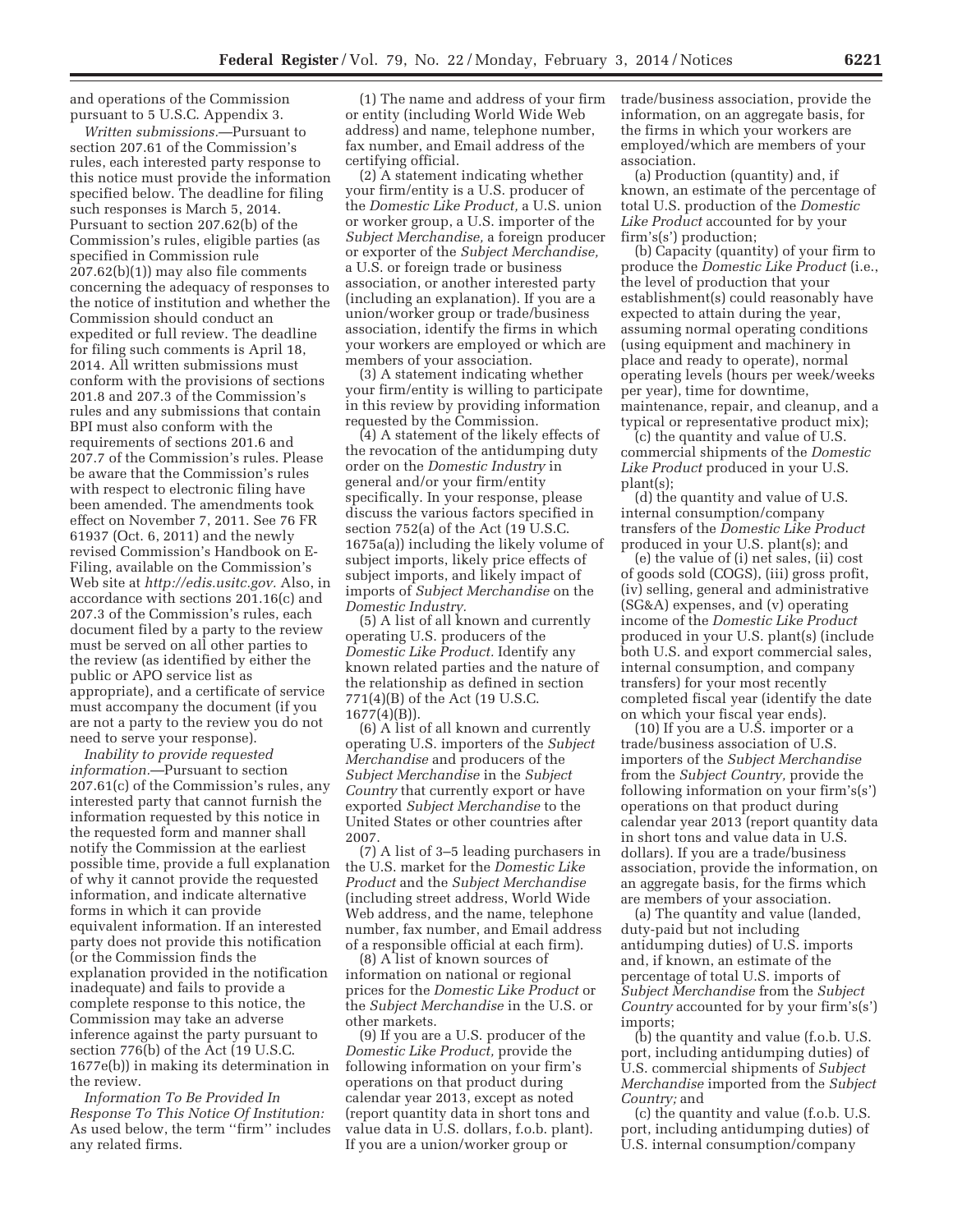and operations of the Commission pursuant to 5 U.S.C. Appendix 3.

*Written submissions.*—Pursuant to section 207.61 of the Commission's rules, each interested party response to this notice must provide the information specified below. The deadline for filing such responses is March 5, 2014. Pursuant to section 207.62(b) of the Commission's rules, eligible parties (as specified in Commission rule 207.62(b)(1)) may also file comments concerning the adequacy of responses to the notice of institution and whether the Commission should conduct an expedited or full review. The deadline for filing such comments is April 18, 2014. All written submissions must conform with the provisions of sections 201.8 and 207.3 of the Commission's rules and any submissions that contain BPI must also conform with the requirements of sections 201.6 and 207.7 of the Commission's rules. Please be aware that the Commission's rules with respect to electronic filing have been amended. The amendments took effect on November 7, 2011. See 76 FR 61937 (Oct. 6, 2011) and the newly revised Commission's Handbook on E-Filing, available on the Commission's Web site at *http://edis.usitc.gov.* Also, in accordance with sections 201.16(c) and 207.3 of the Commission's rules, each document filed by a party to the review must be served on all other parties to the review (as identified by either the public or APO service list as appropriate), and a certificate of service must accompany the document (if you are not a party to the review you do not need to serve your response).

*Inability to provide requested information.*—Pursuant to section 207.61(c) of the Commission's rules, any interested party that cannot furnish the information requested by this notice in the requested form and manner shall notify the Commission at the earliest possible time, provide a full explanation of why it cannot provide the requested information, and indicate alternative forms in which it can provide equivalent information. If an interested party does not provide this notification (or the Commission finds the explanation provided in the notification inadequate) and fails to provide a complete response to this notice, the Commission may take an adverse inference against the party pursuant to section 776(b) of the Act (19 U.S.C. 1677e(b)) in making its determination in the review.

*Information To Be Provided In Response To This Notice Of Institution:* As used below, the term "firm" includes any related firms.

(1) The name and address of your firm or entity (including World Wide Web address) and name, telephone number, fax number, and Email address of the certifying official.

(2) A statement indicating whether your firm/entity is a U.S. producer of the *Domestic Like Product,* a U.S. union or worker group, a U.S. importer of the *Subject Merchandise,* a foreign producer or exporter of the *Subject Merchandise,* a U.S. or foreign trade or business association, or another interested party (including an explanation). If you are a union/worker group or trade/business association, identify the firms in which your workers are employed or which are members of your association.

(3) A statement indicating whether your firm/entity is willing to participate in this review by providing information requested by the Commission.

(4) A statement of the likely effects of the revocation of the antidumping duty order on the *Domestic Industry* in general and/or your firm/entity specifically. In your response, please discuss the various factors specified in section 752(a) of the Act (19 U.S.C. 1675a(a)) including the likely volume of subject imports, likely price effects of subject imports, and likely impact of imports of *Subject Merchandise* on the *Domestic Industry.*

(5) A list of all known and currently operating U.S. producers of the *Domestic Like Product.* Identify any known related parties and the nature of the relationship as defined in section 771(4)(B) of the Act (19 U.S.C. 1677(4)(B)).

(6) A list of all known and currently operating U.S. importers of the *Subject Merchandise* and producers of the *Subject Merchandise* in the *Subject Country* that currently export or have exported *Subject Merchandise* to the United States or other countries after 2007.

(7) A list of 3–5 leading purchasers in the U.S. market for the *Domestic Like Product* and the *Subject Merchandise* (including street address, World Wide Web address, and the name, telephone number, fax number, and Email address of a responsible official at each firm).

(8) A list of known sources of information on national or regional prices for the *Domestic Like Product* or the *Subject Merchandise* in the U.S. or other markets.

(9) If you are a U.S. producer of the *Domestic Like Product,* provide the following information on your firm's operations on that product during calendar year 2013, except as noted (report quantity data in short tons and value data in U.S. dollars, f.o.b. plant). If you are a union/worker group or trade/business association, provide the information, on an aggregate basis, for the firms in which your workers are employed/which are members of your association.

(a) Production (quantity) and, if known, an estimate of the percentage of total U.S. production of the *Domestic Like Product* accounted for by your firm's(s') production;

(b) Capacity (quantity) of your firm to produce the *Domestic Like Product* (i.e., the level of production that your establishment(s) could reasonably have expected to attain during the year, assuming normal operating conditions (using equipment and machinery in place and ready to operate), normal operating levels (hours per week/weeks per year), time for downtime, maintenance, repair, and cleanup, and a typical or representative product mix);

(c) the quantity and value of U.S. commercial shipments of the *Domestic Like Product* produced in your U.S. plant(s);

(d) the quantity and value of U.S. internal consumption/company transfers of the *Domestic Like Product* produced in your U.S. plant(s); and

(e) the value of (i) net sales, (ii) cost of goods sold (COGS), (iii) gross profit, (iv) selling, general and administrative (SG&A) expenses, and (v) operating income of the *Domestic Like Product* produced in your U.S. plant(s) (include both U.S. and export commercial sales, internal consumption, and company transfers) for your most recently completed fiscal year (identify the date on which your fiscal year ends).

(10) If you are a U.S. importer or a trade/business association of U.S. importers of the *Subject Merchandise* from the *Subject Country,* provide the following information on your firm's(s') operations on that product during calendar year 2013 (report quantity data in short tons and value data in U.S. dollars). If you are a trade/business association, provide the information, on an aggregate basis, for the firms which are members of your association.

(a) The quantity and value (landed, duty-paid but not including antidumping duties) of U.S. imports and, if known, an estimate of the percentage of total U.S. imports of *Subject Merchandise* from the *Subject Country* accounted for by your firm's(s') imports;

(b) the quantity and value (f.o.b. U.S. port, including antidumping duties) of U.S. commercial shipments of *Subject Merchandise* imported from the *Subject Country;* and

(c) the quantity and value (f.o.b. U.S. port, including antidumping duties) of U.S. internal consumption/company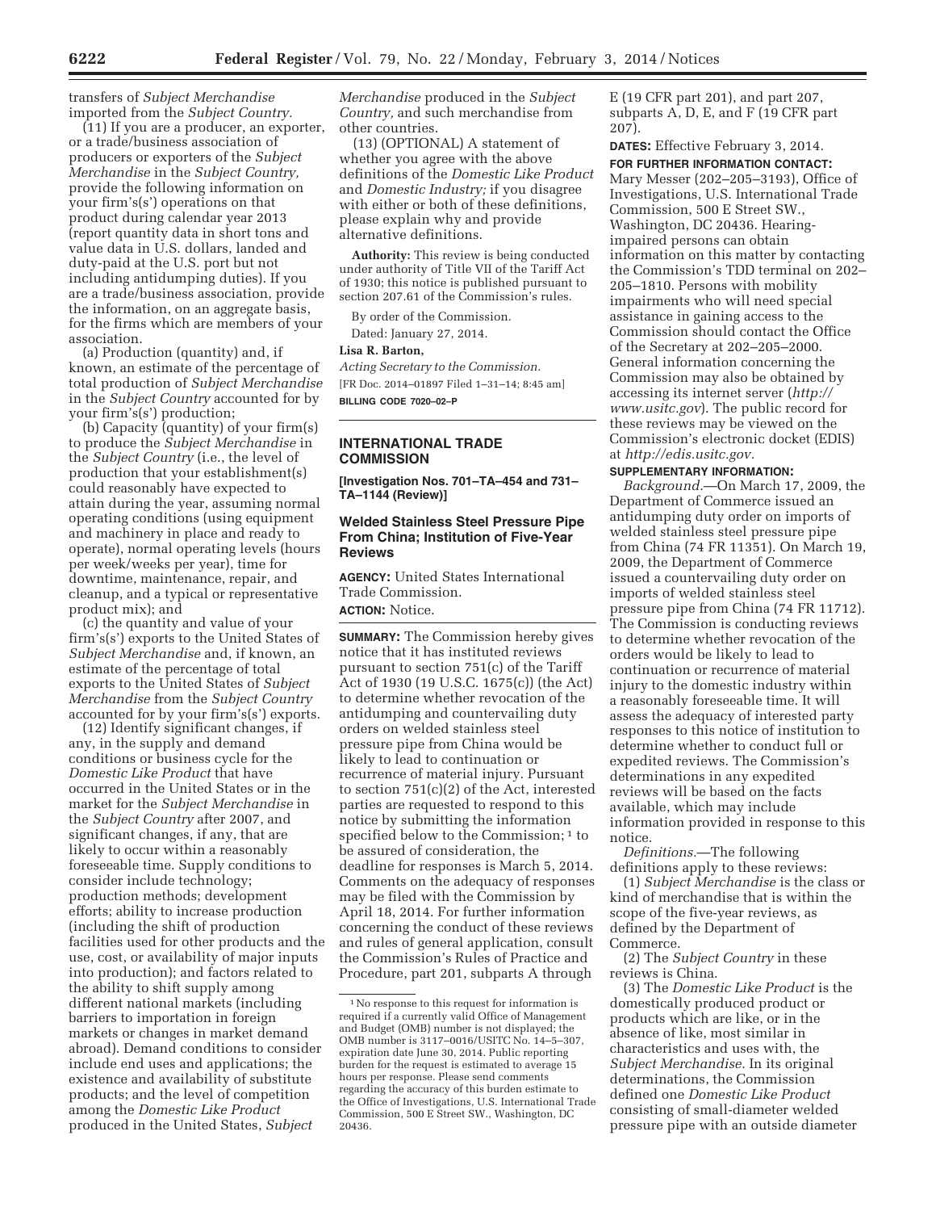transfers of *Subject Merchandise* imported from the *Subject Country.*

(11) If you are a producer, an exporter, or a trade/business association of producers or exporters of the *Subject Merchandise* in the *Subject Country,* provide the following information on your firm's(s') operations on that product during calendar year 2013 (report quantity data in short tons and value data in U.S. dollars, landed and duty-paid at the U.S. port but not including antidumping duties). If you are a trade/business association, provide the information, on an aggregate basis, for the firms which are members of your association.

(a) Production (quantity) and, if known, an estimate of the percentage of total production of *Subject Merchandise* in the *Subject Country* accounted for by your firm's(s') production;

(b) Capacity (quantity) of your firm(s) to produce the *Subject Merchandise* in the *Subject Country* (i.e., the level of production that your establishment(s) could reasonably have expected to attain during the year, assuming normal operating conditions (using equipment and machinery in place and ready to operate), normal operating levels (hours per week/weeks per year), time for downtime, maintenance, repair, and cleanup, and a typical or representative product mix); and

(c) the quantity and value of your firm's(s') exports to the United States of *Subject Merchandise* and, if known, an estimate of the percentage of total exports to the United States of *Subject Merchandise* from the *Subject Country* accounted for by your firm's(s') exports.

(12) Identify significant changes, if any, in the supply and demand conditions or business cycle for the *Domestic Like Product* that have occurred in the United States or in the market for the *Subject Merchandise* in the *Subject Country* after 2007, and significant changes, if any, that are likely to occur within a reasonably foreseeable time. Supply conditions to consider include technology; production methods; development efforts; ability to increase production (including the shift of production facilities used for other products and the use, cost, or availability of major inputs into production); and factors related to the ability to shift supply among different national markets (including barriers to importation in foreign markets or changes in market demand abroad). Demand conditions to consider include end uses and applications; the existence and availability of substitute products; and the level of competition among the *Domestic Like Product* produced in the United States, *Subject Merchandise* produced in the *Subject Country,* and such merchandise from other countries.

(13) (OPTIONAL) A statement of whether you agree with the above definitions of the *Domestic Like Product* and *Domestic Industry;* if you disagree with either or both of these definitions, please explain why and provide alternative definitions.

**Authority:** This review is being conducted under authority of Title VII of the Tariff Act of 1930; this notice is published pursuant to section 207.61 of the Commission's rules.

By order of the Commission.

Dated: January 27, 2014.

**Lisa R. Barton,**

*Acting Secretary to the Commission.*

[FR Doc. 2014–01897 Filed 1–31–14; 8:45 am]

**BILLING CODE 7020–02–P**

---

## INTERNATIONAL TRADE COMMISSION

**[Investigation Nos. 701–TA–454 and 731–TA–1144 (Review)]**

### Welded Stainless Steel Pressure Pipe From China; Institution of Five-Year Reviews

**AGENCY:** United States International Trade Commission.

**ACTION:** Notice.

**SUMMARY:** The Commission hereby gives notice that it has instituted reviews pursuant to section 751(c) of the Tariff Act of 1930 (19 U.S.C. 1675(c)) (the Act) to determine whether revocation of the antidumping and countervailing duty orders on welded stainless steel pressure pipe from China would be likely to lead to continuation or recurrence of material injury. Pursuant to section 751(c)(2) of the Act, interested parties are requested to respond to this notice by submitting the information specified below to the Commission; [1] to be assured of consideration, the deadline for responses is March 5, 2014. Comments on the adequacy of responses may be filed with the Commission by April 18, 2014. For further information concerning the conduct of these reviews and rules of general application, consult the Commission's Rules of Practice and Procedure, part 201, subparts A through E (19 CFR part 201), and part 207, subparts A, D, E, and F (19 CFR part 207).

**DATES:** Effective February 3, 2014.

**FOR FURTHER INFORMATION CONTACT:** Mary Messer (202–205–3193), Office of Investigations, U.S. International Trade Commission, 500 E Street SW., Washington, DC 20436. Hearing-impaired persons can obtain information on this matter by contacting the Commission's TDD terminal on 202–205–1810. Persons with mobility impairments who will need special assistance in gaining access to the Commission should contact the Office of the Secretary at 202–205–2000. General information concerning the Commission may also be obtained by accessing its internet server (*http://www.usitc.gov*). The public record for these reviews may be viewed on the Commission's electronic docket (EDIS) at *http://edis.usitc.gov.*

**SUPPLEMENTARY INFORMATION:**

*Background.*—On March 17, 2009, the Department of Commerce issued an antidumping duty order on imports of welded stainless steel pressure pipe from China (74 FR 11351). On March 19, 2009, the Department of Commerce issued a countervailing duty order on imports of welded stainless steel pressure pipe from China (74 FR 11712). The Commission is conducting reviews to determine whether revocation of the orders would be likely to lead to continuation or recurrence of material injury to the domestic industry within a reasonably foreseeable time. It will assess the adequacy of interested party responses to this notice of institution to determine whether to conduct full or expedited reviews. The Commission's determinations in any expedited reviews will be based on the facts available, which may include information provided in response to this notice.

*Definitions.*—The following definitions apply to these reviews:

(1) *Subject Merchandise* is the class or kind of merchandise that is within the scope of the five-year reviews, as defined by the Department of Commerce.

(2) The *Subject Country* in these reviews is China.

(3) The *Domestic Like Product* is the domestically produced product or products which are like, or in the absence of like, most similar in characteristics and uses with, the *Subject Merchandise.* In its original determinations, the Commission defined one *Domestic Like Product* consisting of small-diameter welded pressure pipe with an outside diameter

---

[1] No response to this request for information is required if a currently valid Office of Management and Budget (OMB) number is not displayed; the OMB number is 3117–0016/USITC No. 14–5–307, expiration date June 30, 2014. Public reporting burden for the request is estimated to average 15 hours per response. Please send comments regarding the accuracy of this burden estimate to the Office of Investigations, U.S. International Trade Commission, 500 E Street SW., Washington, DC 20436.